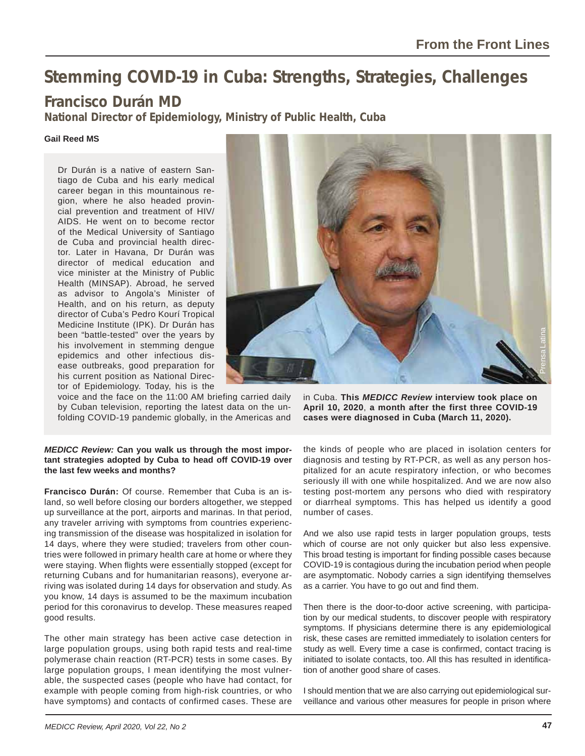From the Front Lines

# Stemming COVID-19 in Cuba: Strengths, Strategies, Challenges

## Francisco Durán MD

**National Director of Epidemiology, Ministry of Public Health, Cuba**

**Gail Reed MS**

Dr Durán is a native of eastern Santiago de Cuba and his early medical career began in this mountainous region, where he also headed provincial prevention and treatment of HIV/AIDS. He went on to become rector of the Medical University of Santiago de Cuba and provincial health director. Later in Havana, Dr Durán was director of medical education and vice minister at the Ministry of Public Health (MINSAP). Abroad, he served as advisor to Angola's Minister of Health, and on his return, as deputy director of Cuba's Pedro Kourí Tropical Medicine Institute (IPK). Dr Durán has been "battle-tested" over the years by his involvement in stemming dengue epidemics and other infectious disease outbreaks, good preparation for his current position as National Director of Epidemiology. Today, his is the voice and the face on the 11:00 AM briefing carried daily by Cuban television, reporting the latest data on the unfolding COVID-19 pandemic globally, in the Americas and in Cuba. **This *MEDICC Review* interview took place on April 10, 2020**, **a month after the first three COVID-19 cases were diagnosed in Cuba (March 11, 2020).**

***MEDICC Review:*** **Can you walk us through the most important strategies adopted by Cuba to head off COVID-19 over the last few weeks and months?**

**Francisco Durán:** Of course. Remember that Cuba is an island, so well before closing our borders altogether, we stepped up surveillance at the port, airports and marinas. In that period, any traveler arriving with symptoms from countries experiencing transmission of the disease was hospitalized in isolation for 14 days, where they were studied; travelers from other countries were followed in primary health care at home or where they were staying. When flights were essentially stopped (except for returning Cubans and for humanitarian reasons), everyone arriving was isolated during 14 days for observation and study. As you know, 14 days is assumed to be the maximum incubation period for this coronavirus to develop. These measures reaped good results.

The other main strategy has been active case detection in large population groups, using both rapid tests and real-time polymerase chain reaction (RT-PCR) tests in some cases. By large population groups, I mean identifying the most vulnerable, the suspected cases (people who have had contact, for example with people coming from high-risk countries, or who have symptoms) and contacts of confirmed cases. These are the kinds of people who are placed in isolation centers for diagnosis and testing by RT-PCR, as well as any person hospitalized for an acute respiratory infection, or who becomes seriously ill with one while hospitalized. And we are now also testing post-mortem any persons who died with respiratory or diarrheal symptoms. This has helped us identify a good number of cases.

And we also use rapid tests in larger population groups, tests which of course are not only quicker but also less expensive. This broad testing is important for finding possible cases because COVID-19 is contagious during the incubation period when people are asymptomatic. Nobody carries a sign identifying themselves as a carrier. You have to go out and find them.

Then there is the door-to-door active screening, with participation by our medical students, to discover people with respiratory symptoms. If physicians determine there is any epidemiological risk, these cases are remitted immediately to isolation centers for study as well. Every time a case is confirmed, contact tracing is initiated to isolate contacts, too. All this has resulted in identification of another good share of cases.

I should mention that we are also carrying out epidemiological surveillance and various other measures for people in prison where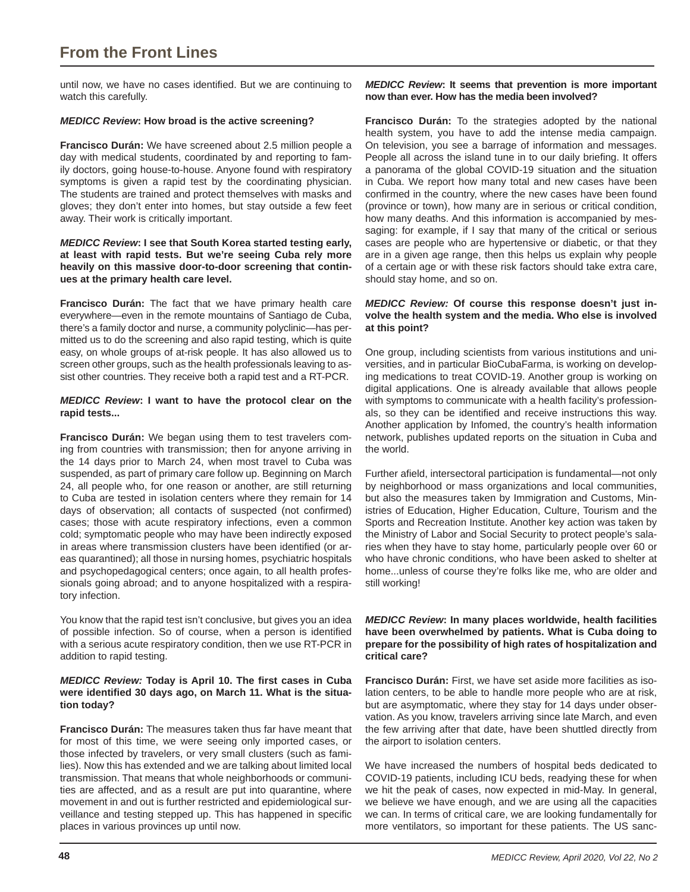until now, we have no cases identified. But we are continuing to watch this carefully.

***MEDICC Review*: How broad is the active screening?**

**Francisco Durán:** We have screened about 2.5 million people a day with medical students, coordinated by and reporting to family doctors, going house-to-house. Anyone found with respiratory symptoms is given a rapid test by the coordinating physician. The students are trained and protect themselves with masks and gloves; they don't enter into homes, but stay outside a few feet away. Their work is critically important.

***MEDICC Review*: I see that South Korea started testing early, at least with rapid tests. But we're seeing Cuba rely more heavily on this massive door-to-door screening that continues at the primary health care level.**

**Francisco Durán:** The fact that we have primary health care everywhere—even in the remote mountains of Santiago de Cuba, there's a family doctor and nurse, a community polyclinic—has permitted us to do the screening and also rapid testing, which is quite easy, on whole groups of at-risk people. It has also allowed us to screen other groups, such as the health professionals leaving to assist other countries. They receive both a rapid test and a RT-PCR.

***MEDICC Review*: I want to have the protocol clear on the rapid tests...**

**Francisco Durán:** We began using them to test travelers coming from countries with transmission; then for anyone arriving in the 14 days prior to March 24, when most travel to Cuba was suspended, as part of primary care follow up. Beginning on March 24, all people who, for one reason or another, are still returning to Cuba are tested in isolation centers where they remain for 14 days of observation; all contacts of suspected (not confirmed) cases; those with acute respiratory infections, even a common cold; symptomatic people who may have been indirectly exposed in areas where transmission clusters have been identified (or areas quarantined); all those in nursing homes, psychiatric hospitals and psychopedagogical centers; once again, to all health professionals going abroad; and to anyone hospitalized with a respiratory infection.

You know that the rapid test isn't conclusive, but gives you an idea of possible infection. So of course, when a person is identified with a serious acute respiratory condition, then we use RT-PCR in addition to rapid testing.

***MEDICC Review:* Today is April 10. The first cases in Cuba were identified 30 days ago, on March 11. What is the situation today?**

**Francisco Durán:** The measures taken thus far have meant that for most of this time, we were seeing only imported cases, or those infected by travelers, or very small clusters (such as families). Now this has extended and we are talking about limited local transmission. That means that whole neighborhoods or communities are affected, and as a result are put into quarantine, where movement in and out is further restricted and epidemiological surveillance and testing stepped up. This has happened in specific places in various provinces up until now.

***MEDICC Review*: It seems that prevention is more important now than ever. How has the media been involved?**

**Francisco Durán:** To the strategies adopted by the national health system, you have to add the intense media campaign. On television, you see a barrage of information and messages. People all across the island tune in to our daily briefing. It offers a panorama of the global COVID-19 situation and the situation in Cuba. We report how many total and new cases have been confirmed in the country, where the new cases have been found (province or town), how many are in serious or critical condition, how many deaths. And this information is accompanied by messaging: for example, if I say that many of the critical or serious cases are people who are hypertensive or diabetic, or that they are in a given age range, then this helps us explain why people of a certain age or with these risk factors should take extra care, should stay home, and so on.

***MEDICC Review:* Of course this response doesn't just involve the health system and the media. Who else is involved at this point?**

One group, including scientists from various institutions and universities, and in particular BioCubaFarma, is working on developing medications to treat COVID-19. Another group is working on digital applications. One is already available that allows people with symptoms to communicate with a health facility's professionals, so they can be identified and receive instructions this way. Another application by Infomed, the country's health information network, publishes updated reports on the situation in Cuba and the world.

Further afield, intersectoral participation is fundamental—not only by neighborhood or mass organizations and local communities, but also the measures taken by Immigration and Customs, Ministries of Education, Higher Education, Culture, Tourism and the Sports and Recreation Institute. Another key action was taken by the Ministry of Labor and Social Security to protect people's salaries when they have to stay home, particularly people over 60 or who have chronic conditions, who have been asked to shelter at home...unless of course they're folks like me, who are older and still working!

***MEDICC Review*: In many places worldwide, health facilities have been overwhelmed by patients. What is Cuba doing to prepare for the possibility of high rates of hospitalization and critical care?**

**Francisco Durán:** First, we have set aside more facilities as isolation centers, to be able to handle more people who are at risk, but are asymptomatic, where they stay for 14 days under observation. As you know, travelers arriving since late March, and even the few arriving after that date, have been shuttled directly from the airport to isolation centers.

We have increased the numbers of hospital beds dedicated to COVID-19 patients, including ICU beds, readying these for when we hit the peak of cases, now expected in mid-May. In general, we believe we have enough, and we are using all the capacities we can. In terms of critical care, we are looking fundamentally for more ventilators, so important for these patients. The US sanc-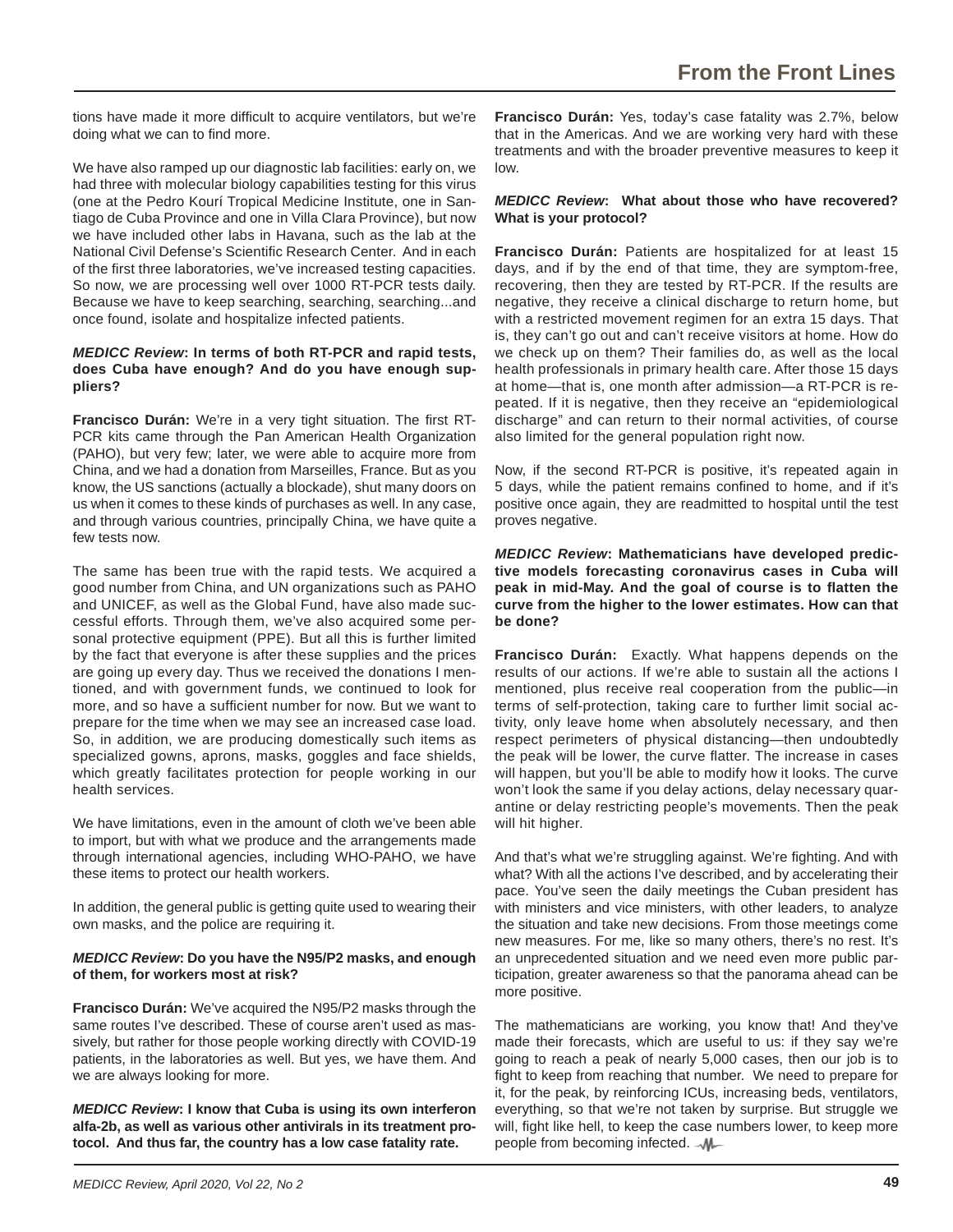tions have made it more difficult to acquire ventilators, but we're doing what we can to find more.

We have also ramped up our diagnostic lab facilities: early on, we had three with molecular biology capabilities testing for this virus (one at the Pedro Kourí Tropical Medicine Institute, one in Santiago de Cuba Province and one in Villa Clara Province), but now we have included other labs in Havana, such as the lab at the National Civil Defense's Scientific Research Center. And in each of the first three laboratories, we've increased testing capacities. So now, we are processing well over 1000 RT-PCR tests daily. Because we have to keep searching, searching, searching...and once found, isolate and hospitalize infected patients.

***MEDICC Review*: In terms of both RT-PCR and rapid tests, does Cuba have enough? And do you have enough suppliers?**

**Francisco Durán:** We're in a very tight situation. The first RT-PCR kits came through the Pan American Health Organization (PAHO), but very few; later, we were able to acquire more from China, and we had a donation from Marseilles, France. But as you know, the US sanctions (actually a blockade), shut many doors on us when it comes to these kinds of purchases as well. In any case, and through various countries, principally China, we have quite a few tests now.

The same has been true with the rapid tests. We acquired a good number from China, and UN organizations such as PAHO and UNICEF, as well as the Global Fund, have also made successful efforts. Through them, we've also acquired some personal protective equipment (PPE). But all this is further limited by the fact that everyone is after these supplies and the prices are going up every day. Thus we received the donations I mentioned, and with government funds, we continued to look for more, and so have a sufficient number for now. But we want to prepare for the time when we may see an increased case load. So, in addition, we are producing domestically such items as specialized gowns, aprons, masks, goggles and face shields, which greatly facilitates protection for people working in our health services.

We have limitations, even in the amount of cloth we've been able to import, but with what we produce and the arrangements made through international agencies, including WHO-PAHO, we have these items to protect our health workers.

In addition, the general public is getting quite used to wearing their own masks, and the police are requiring it.

***MEDICC Review*: Do you have the N95/P2 masks, and enough of them, for workers most at risk?**

**Francisco Durán:** We've acquired the N95/P2 masks through the same routes I've described. These of course aren't used as massively, but rather for those people working directly with COVID-19 patients, in the laboratories as well. But yes, we have them. And we are always looking for more.

***MEDICC Review*: I know that Cuba is using its own interferon alfa-2b, as well as various other antivirals in its treatment protocol. And thus far, the country has a low case fatality rate.**

**Francisco Durán:** Yes, today's case fatality was 2.7%, below that in the Americas. And we are working very hard with these treatments and with the broader preventive measures to keep it low.

***MEDICC Review*: What about those who have recovered? What is your protocol?**

**Francisco Durán:** Patients are hospitalized for at least 15 days, and if by the end of that time, they are symptom-free, recovering, then they are tested by RT-PCR. If the results are negative, they receive a clinical discharge to return home, but with a restricted movement regimen for an extra 15 days. That is, they can't go out and can't receive visitors at home. How do we check up on them? Their families do, as well as the local health professionals in primary health care. After those 15 days at home—that is, one month after admission—a RT-PCR is repeated. If it is negative, then they receive an "epidemiological discharge" and can return to their normal activities, of course also limited for the general population right now.

Now, if the second RT-PCR is positive, it's repeated again in 5 days, while the patient remains confined to home, and if it's positive once again, they are readmitted to hospital until the test proves negative.

***MEDICC Review*: Mathematicians have developed predictive models forecasting coronavirus cases in Cuba will peak in mid-May. And the goal of course is to flatten the curve from the higher to the lower estimates. How can that be done?**

**Francisco Durán:** Exactly. What happens depends on the results of our actions. If we're able to sustain all the actions I mentioned, plus receive real cooperation from the public—in terms of self-protection, taking care to further limit social activity, only leave home when absolutely necessary, and then respect perimeters of physical distancing—then undoubtedly the peak will be lower, the curve flatter. The increase in cases will happen, but you'll be able to modify how it looks. The curve won't look the same if you delay actions, delay necessary quarantine or delay restricting people's movements. Then the peak will hit higher.

And that's what we're struggling against. We're fighting. And with what? With all the actions I've described, and by accelerating their pace. You've seen the daily meetings the Cuban president has with ministers and vice ministers, with other leaders, to analyze the situation and take new decisions. From those meetings come new measures. For me, like so many others, there's no rest. It's an unprecedented situation and we need even more public participation, greater awareness so that the panorama ahead can be more positive.

The mathematicians are working, you know that! And they've made their forecasts, which are useful to us: if they say we're going to reach a peak of nearly 5,000 cases, then our job is to fight to keep from reaching that number. We need to prepare for it, for the peak, by reinforcing ICUs, increasing beds, ventilators, everything, so that we're not taken by surprise. But struggle we will, fight like hell, to keep the case numbers lower, to keep more people from becoming infected.